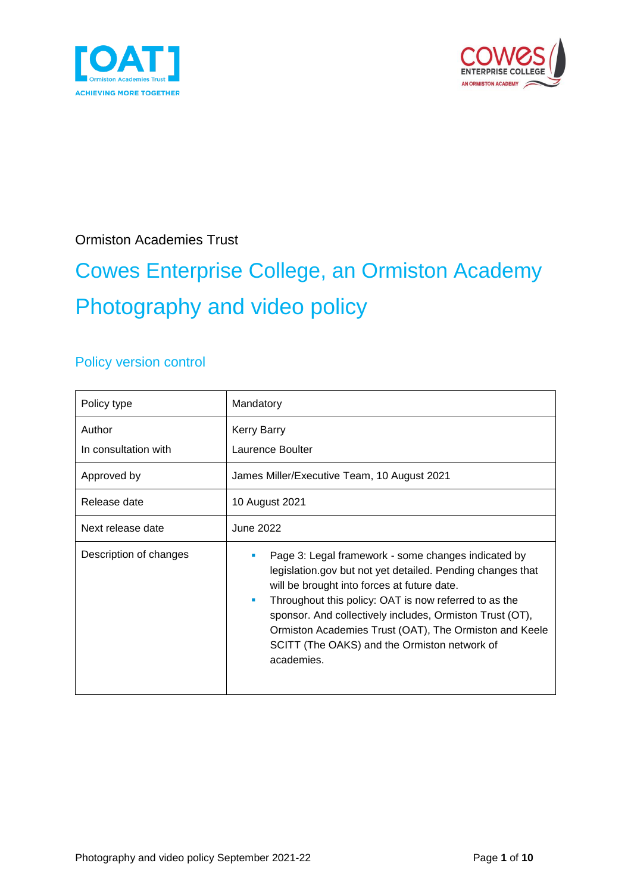Ormiston Academies Trust

# Cowes Enterprise College, an Ormiston Academy

# Photography and video policy

## Policy version control

| Policy type | Mandatory |
|---|---|
| Author<br>In consultation with | Kerry Barry<br>Laurence Boulter |
| Approved by | James Miller/Executive Team, 10 August 2021 |
| Release date | 10 August 2021 |
| Next release date | June 2022 |
| Description of changes | ▪ Page 3: Legal framework - some changes indicated by legislation.gov but not yet detailed. Pending changes that will be brought into forces at future date.<br>▪ Throughout this policy: OAT is now referred to as the sponsor. And collectively includes, Ormiston Trust (OT), Ormiston Academies Trust (OAT), The Ormiston and Keele SCITT (The OAKS) and the Ormiston network of academies. |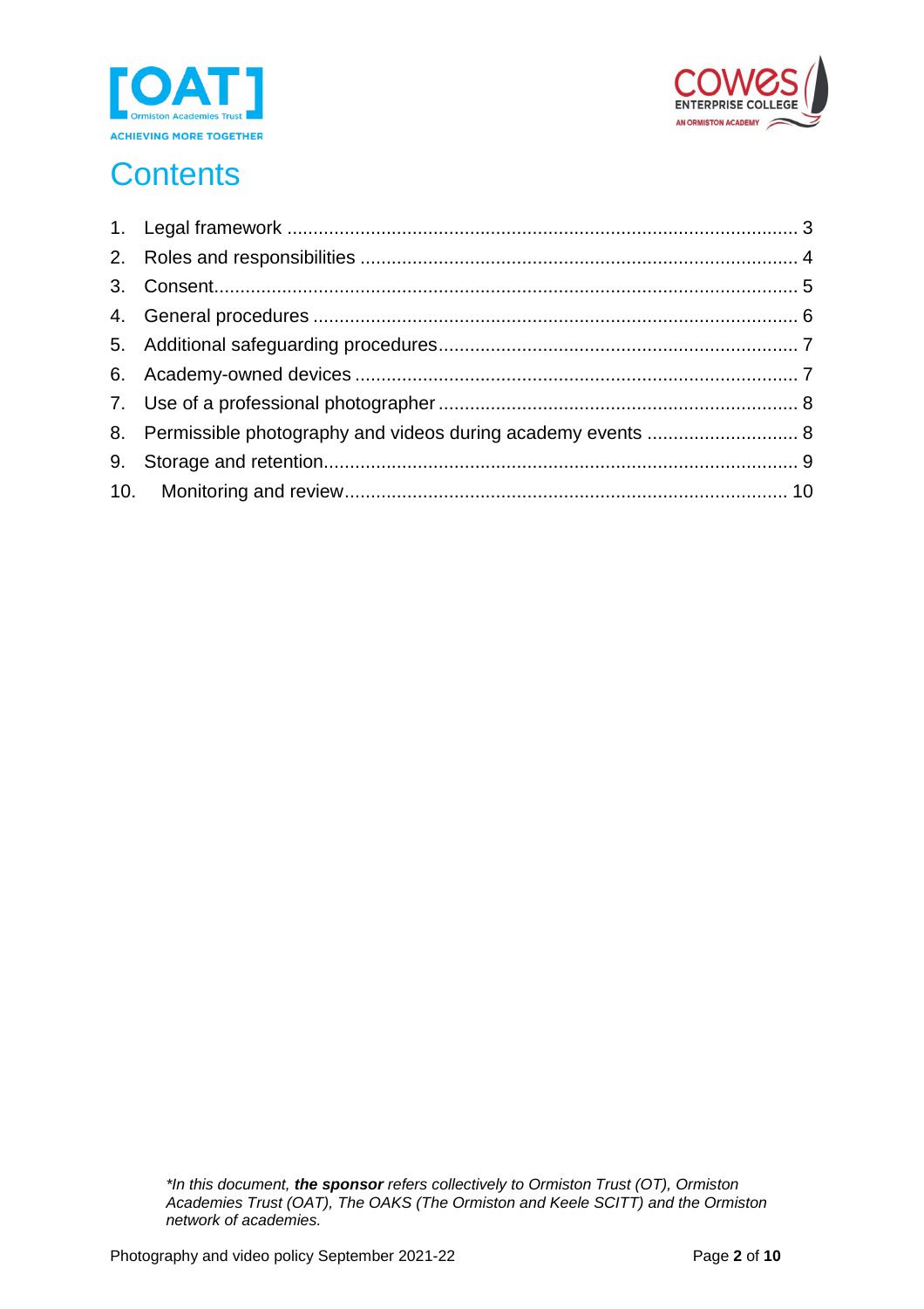# Contents

1. Legal framework ........ 3
2. Roles and responsibilities ........ 4
3. Consent ........ 5
4. General procedures ........ 6
5. Additional safeguarding procedures ........ 7
6. Academy-owned devices ........ 7
7. Use of a professional photographer ........ 8
8. Permissible photography and videos during academy events ........ 8
9. Storage and retention ........ 9
10. Monitoring and review ........ 10

*\*In this document, **the sponsor** refers collectively to Ormiston Trust (OT), Ormiston Academies Trust (OAT), The OAKS (The Ormiston and Keele SCITT) and the Ormiston network of academies.*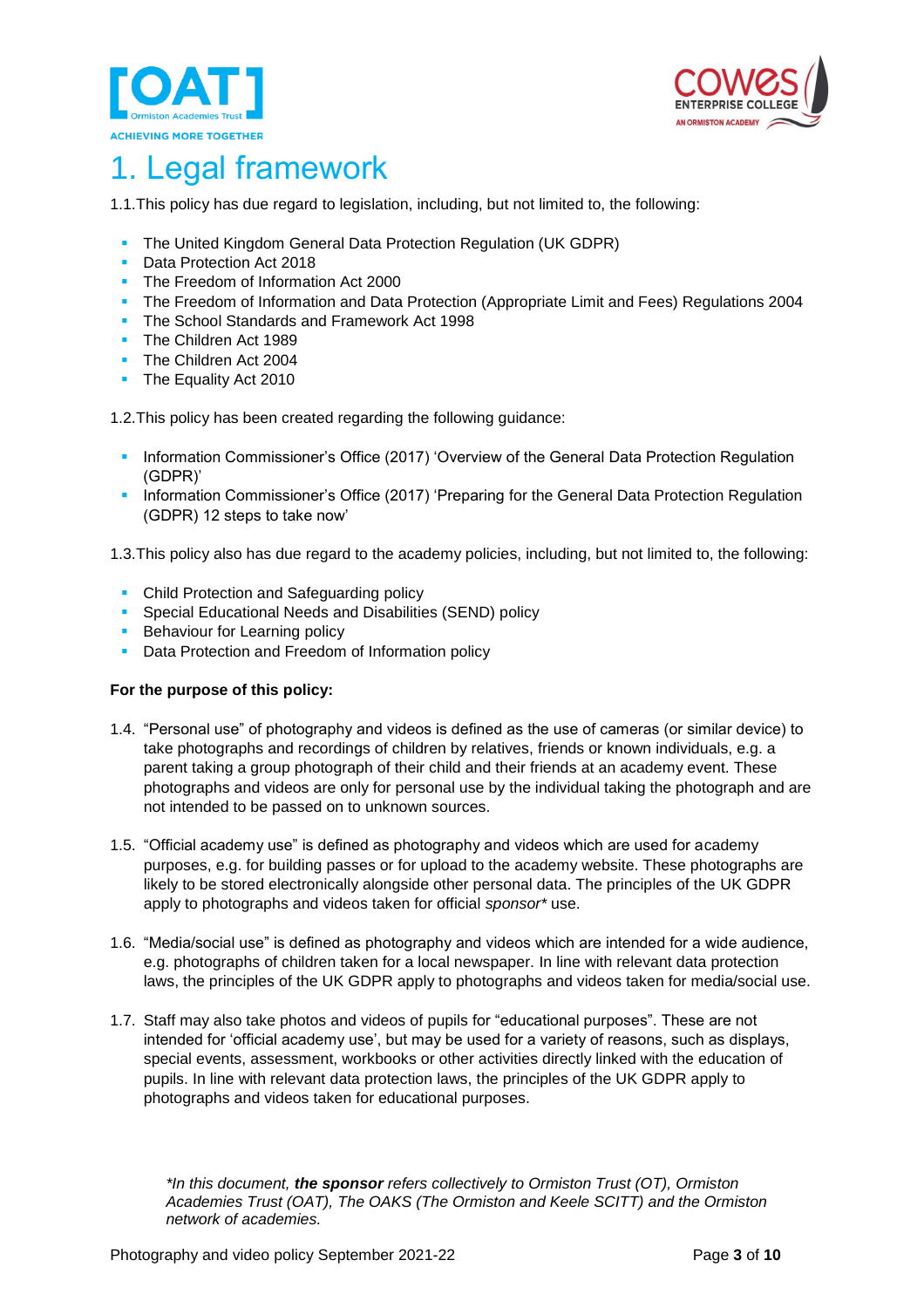# 1. Legal framework

1.1. This policy has due regard to legislation, including, but not limited to, the following:

- The United Kingdom General Data Protection Regulation (UK GDPR)
- Data Protection Act 2018
- The Freedom of Information Act 2000
- The Freedom of Information and Data Protection (Appropriate Limit and Fees) Regulations 2004
- The School Standards and Framework Act 1998
- The Children Act 1989
- The Children Act 2004
- The Equality Act 2010

1.2. This policy has been created regarding the following guidance:

- Information Commissioner's Office (2017) 'Overview of the General Data Protection Regulation (GDPR)'
- Information Commissioner's Office (2017) 'Preparing for the General Data Protection Regulation (GDPR) 12 steps to take now'

1.3. This policy also has due regard to the academy policies, including, but not limited to, the following:

- Child Protection and Safeguarding policy
- Special Educational Needs and Disabilities (SEND) policy
- Behaviour for Learning policy
- Data Protection and Freedom of Information policy

**For the purpose of this policy:**

1.4. "Personal use" of photography and videos is defined as the use of cameras (or similar device) to take photographs and recordings of children by relatives, friends or known individuals, e.g. a parent taking a group photograph of their child and their friends at an academy event. These photographs and videos are only for personal use by the individual taking the photograph and are not intended to be passed on to unknown sources.

1.5. "Official academy use" is defined as photography and videos which are used for academy purposes, e.g. for building passes or for upload to the academy website. These photographs are likely to be stored electronically alongside other personal data. The principles of the UK GDPR apply to photographs and videos taken for official *sponsor** use.

1.6. "Media/social use" is defined as photography and videos which are intended for a wide audience, e.g. photographs of children taken for a local newspaper. In line with relevant data protection laws, the principles of the UK GDPR apply to photographs and videos taken for media/social use.

1.7. Staff may also take photos and videos of pupils for "educational purposes". These are not intended for 'official academy use', but may be used for a variety of reasons, such as displays, special events, assessment, workbooks or other activities directly linked with the education of pupils. In line with relevant data protection laws, the principles of the UK GDPR apply to photographs and videos taken for educational purposes.

**In this document, **the sponsor** refers collectively to Ormiston Trust (OT), Ormiston Academies Trust (OAT), The OAKS (The Ormiston and Keele SCITT) and the Ormiston network of academies.*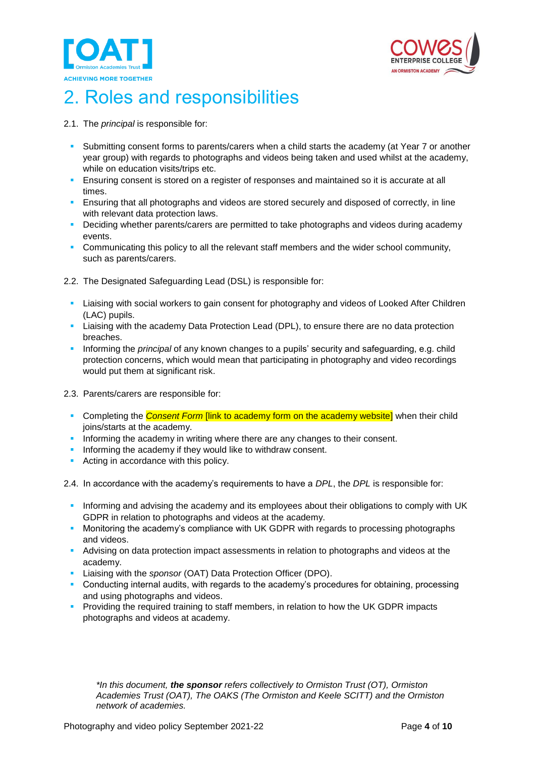# 2. Roles and responsibilities

2.1. The *principal* is responsible for:

- Submitting consent forms to parents/carers when a child starts the academy (at Year 7 or another year group) with regards to photographs and videos being taken and used whilst at the academy, while on education visits/trips etc.
- Ensuring consent is stored on a register of responses and maintained so it is accurate at all times.
- Ensuring that all photographs and videos are stored securely and disposed of correctly, in line with relevant data protection laws.
- Deciding whether parents/carers are permitted to take photographs and videos during academy events.
- Communicating this policy to all the relevant staff members and the wider school community, such as parents/carers.

2.2. The Designated Safeguarding Lead (DSL) is responsible for:

- Liaising with social workers to gain consent for photography and videos of Looked After Children (LAC) pupils.
- Liaising with the academy Data Protection Lead (DPL), to ensure there are no data protection breaches.
- Informing the *principal* of any known changes to a pupils' security and safeguarding, e.g. child protection concerns, which would mean that participating in photography and video recordings would put them at significant risk.

2.3. Parents/carers are responsible for:

- Completing the *Consent Form* [link to academy form on the academy website] when their child joins/starts at the academy.
- Informing the academy in writing where there are any changes to their consent.
- Informing the academy if they would like to withdraw consent.
- Acting in accordance with this policy.

2.4. In accordance with the academy's requirements to have a *DPL*, the *DPL* is responsible for:

- Informing and advising the academy and its employees about their obligations to comply with UK GDPR in relation to photographs and videos at the academy.
- Monitoring the academy's compliance with UK GDPR with regards to processing photographs and videos.
- Advising on data protection impact assessments in relation to photographs and videos at the academy.
- Liaising with the *sponsor* (OAT) Data Protection Officer (DPO).
- Conducting internal audits, with regards to the academy's procedures for obtaining, processing and using photographs and videos.
- Providing the required training to staff members, in relation to how the UK GDPR impacts photographs and videos at academy.

**

*\*In this document, **the sponsor** refers collectively to Ormiston Trust (OT), Ormiston Academies Trust (OAT), The OAKS (The Ormiston and Keele SCITT) and the Ormiston network of academies.*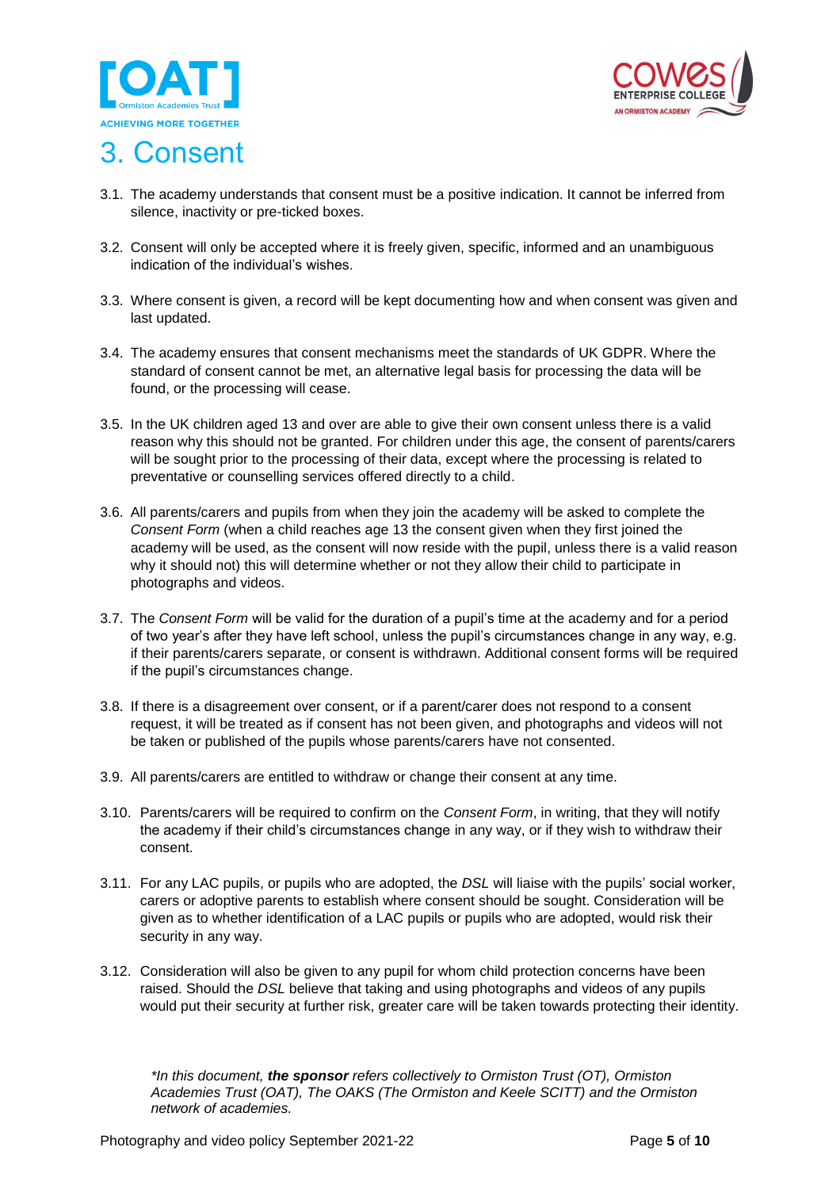# 3. Consent

3.1. The academy understands that consent must be a positive indication. It cannot be inferred from silence, inactivity or pre-ticked boxes.

3.2. Consent will only be accepted where it is freely given, specific, informed and an unambiguous indication of the individual's wishes.

3.3. Where consent is given, a record will be kept documenting how and when consent was given and last updated.

3.4. The academy ensures that consent mechanisms meet the standards of UK GDPR. Where the standard of consent cannot be met, an alternative legal basis for processing the data will be found, or the processing will cease.

3.5. In the UK children aged 13 and over are able to give their own consent unless there is a valid reason why this should not be granted. For children under this age, the consent of parents/carers will be sought prior to the processing of their data, except where the processing is related to preventative or counselling services offered directly to a child.

3.6. All parents/carers and pupils from when they join the academy will be asked to complete the *Consent Form* (when a child reaches age 13 the consent given when they first joined the academy will be used, as the consent will now reside with the pupil, unless there is a valid reason why it should not) this will determine whether or not they allow their child to participate in photographs and videos.

3.7. The *Consent Form* will be valid for the duration of a pupil's time at the academy and for a period of two year's after they have left school, unless the pupil's circumstances change in any way, e.g. if their parents/carers separate, or consent is withdrawn. Additional consent forms will be required if the pupil's circumstances change.

3.8. If there is a disagreement over consent, or if a parent/carer does not respond to a consent request, it will be treated as if consent has not been given, and photographs and videos will not be taken or published of the pupils whose parents/carers have not consented.

3.9. All parents/carers are entitled to withdraw or change their consent at any time.

3.10. Parents/carers will be required to confirm on the *Consent Form*, in writing, that they will notify the academy if their child's circumstances change in any way, or if they wish to withdraw their consent.

3.11. For any LAC pupils, or pupils who are adopted, the *DSL* will liaise with the pupils' social worker, carers or adoptive parents to establish where consent should be sought. Consideration will be given as to whether identification of a LAC pupils or pupils who are adopted, would risk their security in any way.

3.12. Consideration will also be given to any pupil for whom child protection concerns have been raised. Should the *DSL* believe that taking and using photographs and videos of any pupils would put their security at further risk, greater care will be taken towards protecting their identity.

*\*In this document, **the sponsor** refers collectively to Ormiston Trust (OT), Ormiston Academies Trust (OAT), The OAKS (The Ormiston and Keele SCITT) and the Ormiston network of academies.*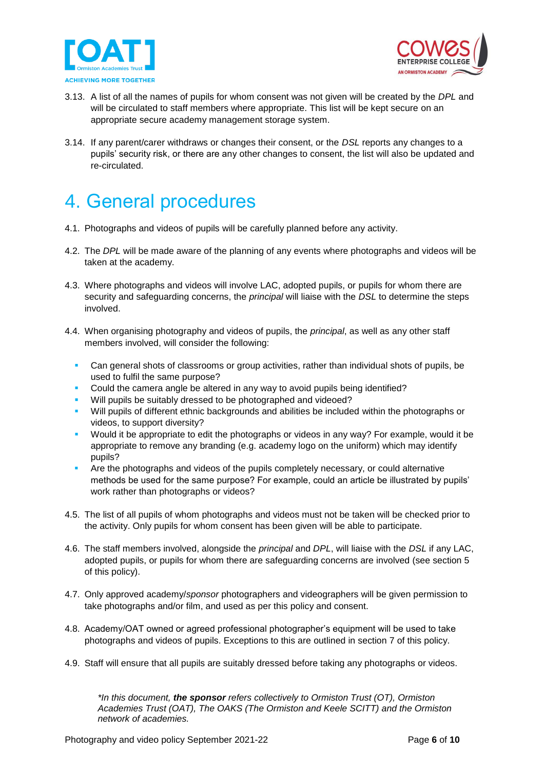3.13. A list of all the names of pupils for whom consent was not given will be created by the *DPL* and will be circulated to staff members where appropriate. This list will be kept secure on an appropriate secure academy management storage system.

3.14. If any parent/carer withdraws or changes their consent, or the *DSL* reports any changes to a pupils' security risk, or there are any other changes to consent, the list will also be updated and re-circulated.

# 4. General procedures

4.1. Photographs and videos of pupils will be carefully planned before any activity.

4.2. The *DPL* will be made aware of the planning of any events where photographs and videos will be taken at the academy.

4.3. Where photographs and videos will involve LAC, adopted pupils, or pupils for whom there are security and safeguarding concerns, the *principal* will liaise with the *DSL* to determine the steps involved.

4.4. When organising photography and videos of pupils, the *principal*, as well as any other staff members involved, will consider the following:

- Can general shots of classrooms or group activities, rather than individual shots of pupils, be used to fulfil the same purpose?
- Could the camera angle be altered in any way to avoid pupils being identified?
- Will pupils be suitably dressed to be photographed and videoed?
- Will pupils of different ethnic backgrounds and abilities be included within the photographs or videos, to support diversity?
- Would it be appropriate to edit the photographs or videos in any way? For example, would it be appropriate to remove any branding (e.g. academy logo on the uniform) which may identify pupils?
- Are the photographs and videos of the pupils completely necessary, or could alternative methods be used for the same purpose? For example, could an article be illustrated by pupils' work rather than photographs or videos?

4.5. The list of all pupils of whom photographs and videos must not be taken will be checked prior to the activity. Only pupils for whom consent has been given will be able to participate.

4.6. The staff members involved, alongside the *principal* and *DPL*, will liaise with the *DSL* if any LAC, adopted pupils, or pupils for whom there are safeguarding concerns are involved (see section 5 of this policy).

4.7. Only approved academy/*sponsor* photographers and videographers will be given permission to take photographs and/or film, and used as per this policy and consent.

4.8. Academy/OAT owned or agreed professional photographer's equipment will be used to take photographs and videos of pupils. Exceptions to this are outlined in section 7 of this policy.

4.9. Staff will ensure that all pupils are suitably dressed before taking any photographs or videos.

*\*In this document, **the sponsor** refers collectively to Ormiston Trust (OT), Ormiston Academies Trust (OAT), The OAKS (The Ormiston and Keele SCITT) and the Ormiston network of academies.*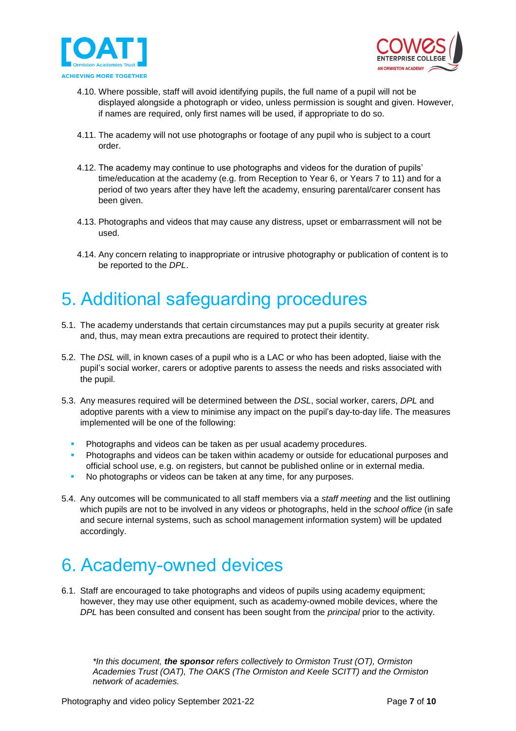4.10. Where possible, staff will avoid identifying pupils, the full name of a pupil will not be displayed alongside a photograph or video, unless permission is sought and given. However, if names are required, only first names will be used, if appropriate to do so.

4.11. The academy will not use photographs or footage of any pupil who is subject to a court order.

4.12. The academy may continue to use photographs and videos for the duration of pupils' time/education at the academy (e.g. from Reception to Year 6, or Years 7 to 11) and for a period of two years after they have left the academy, ensuring parental/carer consent has been given.

4.13. Photographs and videos that may cause any distress, upset or embarrassment will not be used.

4.14. Any concern relating to inappropriate or intrusive photography or publication of content is to be reported to the *DPL*.

# 5. Additional safeguarding procedures

5.1. The academy understands that certain circumstances may put a pupils security at greater risk and, thus, may mean extra precautions are required to protect their identity.

5.2. The *DSL* will, in known cases of a pupil who is a LAC or who has been adopted, liaise with the pupil's social worker, carers or adoptive parents to assess the needs and risks associated with the pupil.

5.3. Any measures required will be determined between the *DSL*, social worker, carers, *DPL* and adoptive parents with a view to minimise any impact on the pupil's day-to-day life. The measures implemented will be one of the following:

- Photographs and videos can be taken as per usual academy procedures.
- Photographs and videos can be taken within academy or outside for educational purposes and official school use, e.g. on registers, but cannot be published online or in external media.
- No photographs or videos can be taken at any time, for any purposes.

5.4. Any outcomes will be communicated to all staff members via a *staff meeting* and the list outlining which pupils are not to be involved in any videos or photographs, held in the *school office* (in safe and secure internal systems, such as school management information system) will be updated accordingly.

# 6. Academy-owned devices

6.1. Staff are encouraged to take photographs and videos of pupils using academy equipment; however, they may use other equipment, such as academy-owned mobile devices, where the *DPL* has been consulted and consent has been sought from the *principal* prior to the activity.

*\*In this document, **the sponsor** refers collectively to Ormiston Trust (OT), Ormiston Academies Trust (OAT), The OAKS (The Ormiston and Keele SCITT) and the Ormiston network of academies.*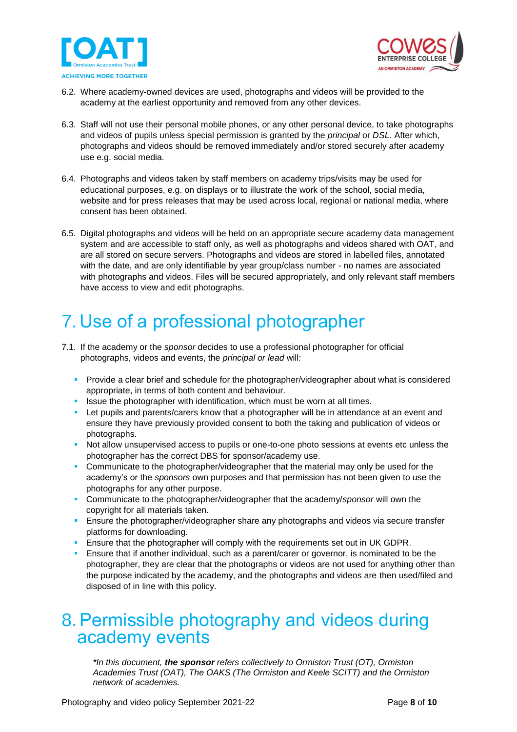6.2. Where academy-owned devices are used, photographs and videos will be provided to the academy at the earliest opportunity and removed from any other devices.

6.3. Staff will not use their personal mobile phones, or any other personal device, to take photographs and videos of pupils unless special permission is granted by the *principal* or *DSL*. After which, photographs and videos should be removed immediately and/or stored securely after academy use e.g. social media.

6.4. Photographs and videos taken by staff members on academy trips/visits may be used for educational purposes, e.g. on displays or to illustrate the work of the school, social media, website and for press releases that may be used across local, regional or national media, where consent has been obtained.

6.5. Digital photographs and videos will be held on an appropriate secure academy data management system and are accessible to staff only, as well as photographs and videos shared with OAT, and are all stored on secure servers. Photographs and videos are stored in labelled files, annotated with the date, and are only identifiable by year group/class number - no names are associated with photographs and videos. Files will be secured appropriately, and only relevant staff members have access to view and edit photographs.

# 7. Use of a professional photographer

7.1. If the academy or the *sponsor* decides to use a professional photographer for official photographs, videos and events, the *principal or lead* will:

- Provide a clear brief and schedule for the photographer/videographer about what is considered appropriate, in terms of both content and behaviour.
- Issue the photographer with identification, which must be worn at all times.
- Let pupils and parents/carers know that a photographer will be in attendance at an event and ensure they have previously provided consent to both the taking and publication of videos or photographs.
- Not allow unsupervised access to pupils or one-to-one photo sessions at events etc unless the photographer has the correct DBS for sponsor/academy use.
- Communicate to the photographer/videographer that the material may only be used for the academy's or the *sponsors* own purposes and that permission has not been given to use the photographs for any other purpose.
- Communicate to the photographer/videographer that the academy/*sponsor* will own the copyright for all materials taken.
- Ensure the photographer/videographer share any photographs and videos via secure transfer platforms for downloading.
- Ensure that the photographer will comply with the requirements set out in UK GDPR.
- Ensure that if another individual, such as a parent/carer or governor, is nominated to be the photographer, they are clear that the photographs or videos are not used for anything other than the purpose indicated by the academy, and the photographs and videos are then used/filed and disposed of in line with this policy.

# 8. Permissible photography and videos during academy events

*\*In this document, **the sponsor** refers collectively to Ormiston Trust (OT), Ormiston Academies Trust (OAT), The OAKS (The Ormiston and Keele SCITT) and the Ormiston network of academies.*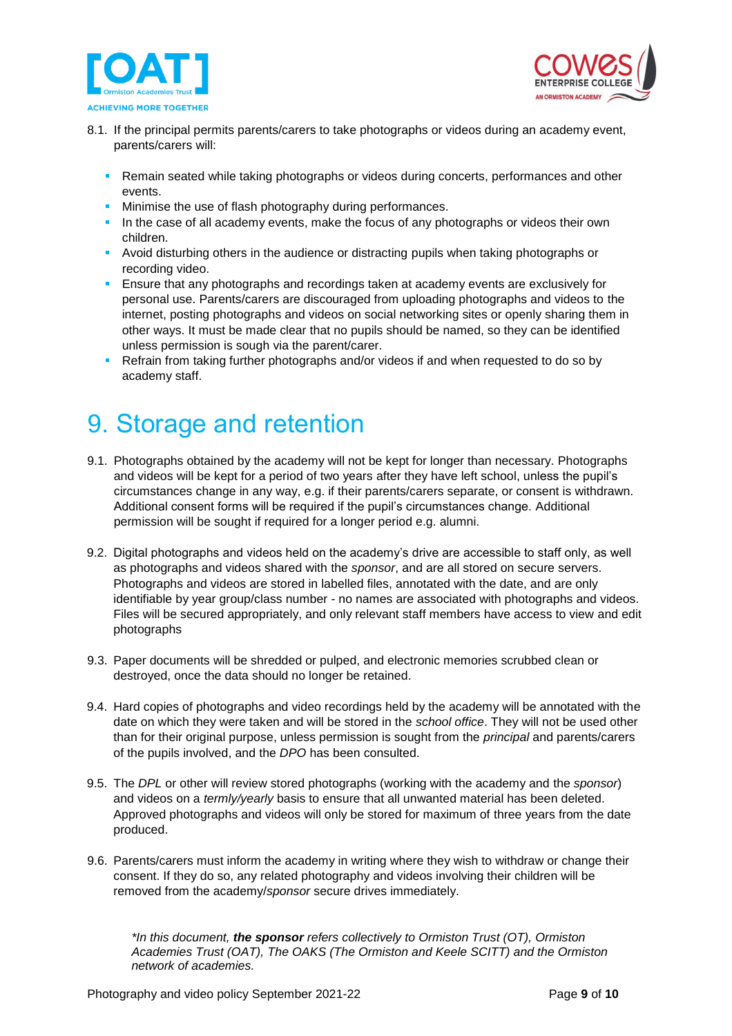8.1. If the principal permits parents/carers to take photographs or videos during an academy event, parents/carers will:

- Remain seated while taking photographs or videos during concerts, performances and other events.
- Minimise the use of flash photography during performances.
- In the case of all academy events, make the focus of any photographs or videos their own children.
- Avoid disturbing others in the audience or distracting pupils when taking photographs or recording video.
- Ensure that any photographs and recordings taken at academy events are exclusively for personal use. Parents/carers are discouraged from uploading photographs and videos to the internet, posting photographs and videos on social networking sites or openly sharing them in other ways. It must be made clear that no pupils should be named, so they can be identified unless permission is sough via the parent/carer.
- Refrain from taking further photographs and/or videos if and when requested to do so by academy staff.

# 9. Storage and retention

9.1. Photographs obtained by the academy will not be kept for longer than necessary. Photographs and videos will be kept for a period of two years after they have left school, unless the pupil's circumstances change in any way, e.g. if their parents/carers separate, or consent is withdrawn. Additional consent forms will be required if the pupil's circumstances change. Additional permission will be sought if required for a longer period e.g. alumni.

9.2. Digital photographs and videos held on the academy's drive are accessible to staff only, as well as photographs and videos shared with the *sponsor*, and are all stored on secure servers. Photographs and videos are stored in labelled files, annotated with the date, and are only identifiable by year group/class number - no names are associated with photographs and videos. Files will be secured appropriately, and only relevant staff members have access to view and edit photographs

9.3. Paper documents will be shredded or pulped, and electronic memories scrubbed clean or destroyed, once the data should no longer be retained.

9.4. Hard copies of photographs and video recordings held by the academy will be annotated with the date on which they were taken and will be stored in the *school office*. They will not be used other than for their original purpose, unless permission is sought from the *principal* and parents/carers of the pupils involved, and the *DPO* has been consulted.

9.5. The *DPL* or other will review stored photographs (working with the academy and the *sponsor*) and videos on a *termly/yearly* basis to ensure that all unwanted material has been deleted. Approved photographs and videos will only be stored for maximum of three years from the date produced.

9.6. Parents/carers must inform the academy in writing where they wish to withdraw or change their consent. If they do so, any related photography and videos involving their children will be removed from the academy/*sponsor* secure drives immediately.

*\*In this document, **the sponsor** refers collectively to Ormiston Trust (OT), Ormiston Academies Trust (OAT), The OAKS (The Ormiston and Keele SCITT) and the Ormiston network of academies.*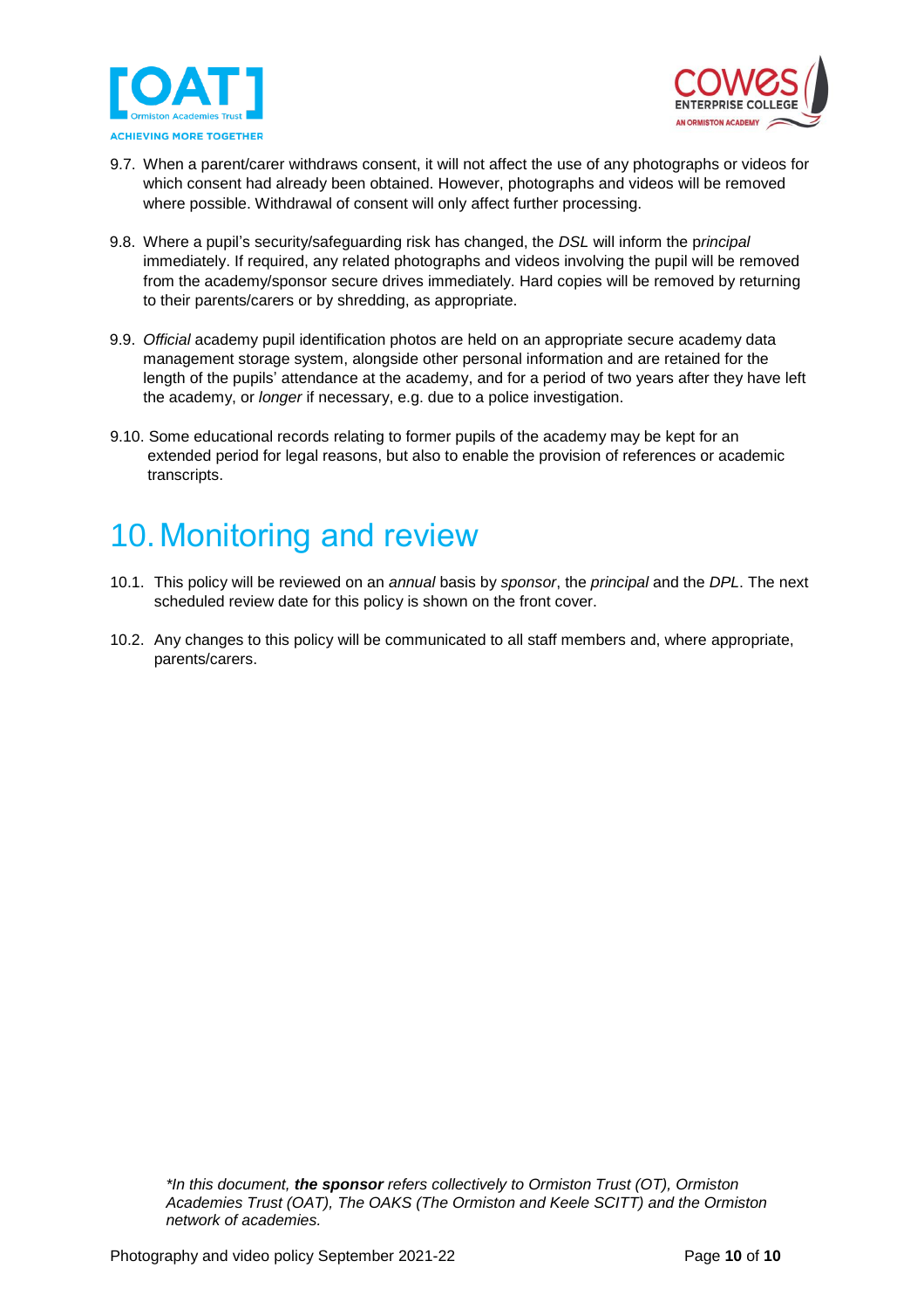9.7. When a parent/carer withdraws consent, it will not affect the use of any photographs or videos for which consent had already been obtained. However, photographs and videos will be removed where possible. Withdrawal of consent will only affect further processing.

9.8. Where a pupil's security/safeguarding risk has changed, the *DSL* will inform the p*rincipal* immediately. If required, any related photographs and videos involving the pupil will be removed from the academy/sponsor secure drives immediately. Hard copies will be removed by returning to their parents/carers or by shredding, as appropriate.

9.9. *Official* academy pupil identification photos are held on an appropriate secure academy data management storage system, alongside other personal information and are retained for the length of the pupils' attendance at the academy, and for a period of two years after they have left the academy, or *longer* if necessary, e.g. due to a police investigation.

9.10. Some educational records relating to former pupils of the academy may be kept for an extended period for legal reasons, but also to enable the provision of references or academic transcripts.

# 10. Monitoring and review

10.1. This policy will be reviewed on an *annual* basis by *sponsor*, the *principal* and the *DPL*. The next scheduled review date for this policy is shown on the front cover.

10.2. Any changes to this policy will be communicated to all staff members and, where appropriate, parents/carers.

*\*In this document,* ***the sponsor*** *refers collectively to Ormiston Trust (OT), Ormiston Academies Trust (OAT), The OAKS (The Ormiston and Keele SCITT) and the Ormiston network of academies.*